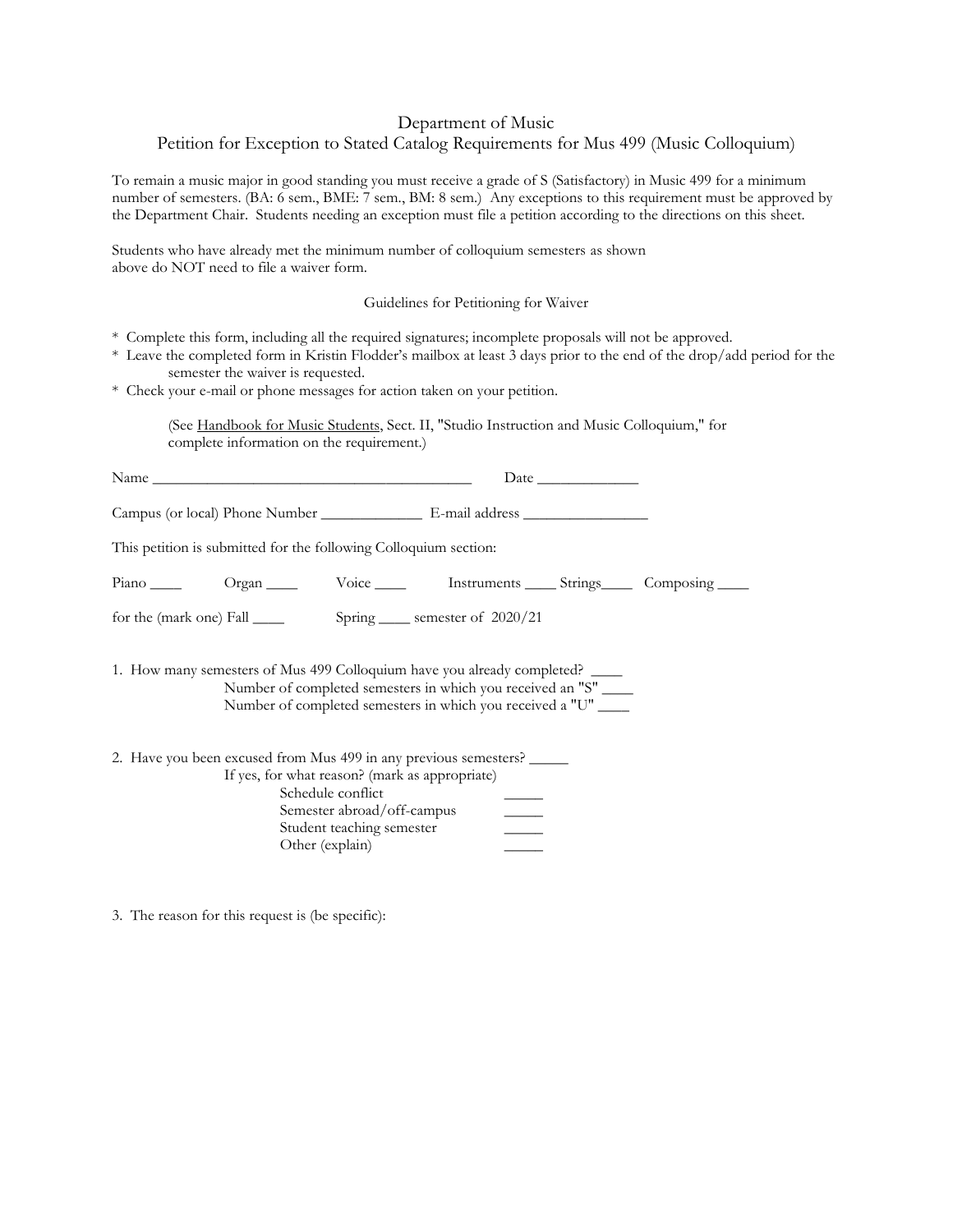# Department of Music

## Petition for Exception to Stated Catalog Requirements for Mus 499 (Music Colloquium)

To remain a music major in good standing you must receive a grade of S (Satisfactory) in Music 499 for a minimum number of semesters. (BA: 6 sem., BME: 7 sem., BM: 8 sem.) Any exceptions to this requirement must be approved by the Department Chair. Students needing an exception must file a petition according to the directions on this sheet.

Students who have already met the minimum number of colloquium semesters as shown above do NOT need to file a waiver form.

### Guidelines for Petitioning for Waiver

* Complete this form, including all the required signatures; incomplete proposals will not be approved.
* Leave the completed form in Kristin Flodder's mailbox at least 3 days prior to the end of the drop/add period for the semester the waiver is requested.
* Check your e-mail or phone messages for action taken on your petition.

(See Handbook for Music Students, Sect. II, "Studio Instruction and Music Colloquium," for complete information on the requirement.)

Name ________________________________________ Date _____________

Campus (or local) Phone Number _____________ E-mail address ________________

This petition is submitted for the following Colloquium section:

Piano ____ Organ ____ Voice ____ Instruments ____ Strings____ Composing ____

for the (mark one) Fall ____ Spring ____ semester of 2020/21

1. How many semesters of Mus 499 Colloquium have you already completed? ____
   Number of completed semesters in which you received an "S" ____
   Number of completed semesters in which you received a "U" ____

2. Have you been excused from Mus 499 in any previous semesters? _____
   If yes, for what reason? (mark as appropriate)
   - Schedule conflict _____
   - Semester abroad/off-campus _____
   - Student teaching semester _____
   - Other (explain) _____

3. The reason for this request is (be specific):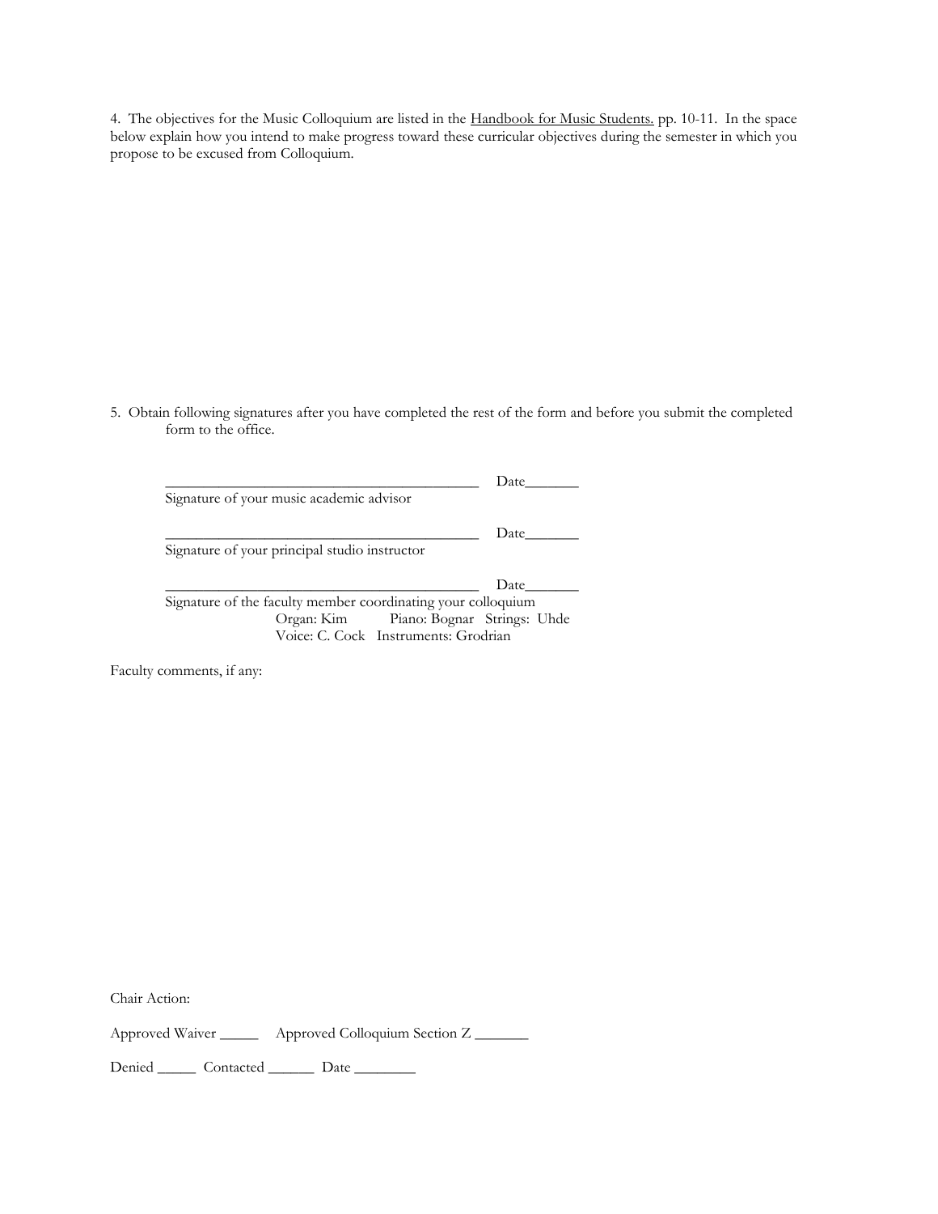4. The objectives for the Music Colloquium are listed in the Handbook for Music Students. pp. 10-11. In the space below explain how you intend to make progress toward these curricular objectives during the semester in which you propose to be excused from Colloquium.

5. Obtain following signatures after you have completed the rest of the form and before you submit the completed form to the office.

_________________________________________ Date_______
Signature of your music academic advisor

_________________________________________ Date_______
Signature of your principal studio instructor

_________________________________________ Date_______
Signature of the faculty member coordinating your colloquium
Organ: Kim Piano: Bognar Strings: Uhde
Voice: C. Cock Instruments: Grodrian

Faculty comments, if any:

Chair Action:

Approved Waiver _____ Approved Colloquium Section Z _______

Denied _____ Contacted ______ Date ________